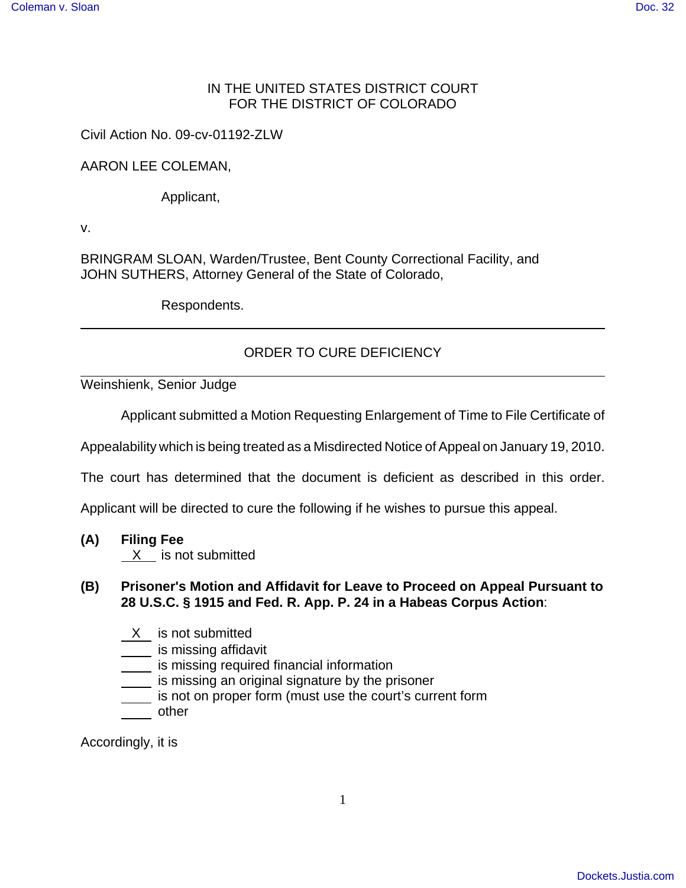IN THE UNITED STATES DISTRICT COURT
FOR THE DISTRICT OF COLORADO

Civil Action No. 09-cv-01192-ZLW

AARON LEE COLEMAN,

Applicant,

v.

BRINGRAM SLOAN, Warden/Trustee, Bent County Correctional Facility, and
JOHN SUTHERS, Attorney General of the State of Colorado,

Respondents.

---

ORDER TO CURE DEFICIENCY

---

Weinshienk, Senior Judge

Applicant submitted a Motion Requesting Enlargement of Time to File Certificate of Appealability which is being treated as a Misdirected Notice of Appeal on January 19, 2010. The court has determined that the document is deficient as described in this order. Applicant will be directed to cure the following if he wishes to pursue this appeal.

**(A) Filing Fee**

__X__ is not submitted

**(B) Prisoner's Motion and Affidavit for Leave to Proceed on Appeal Pursuant to 28 U.S.C. § 1915 and Fed. R. App. P. 24 in a Habeas Corpus Action**:

__X__ is not submitted
____ is missing affidavit
____ is missing required financial information
____ is missing an original signature by the prisoner
____ is not on proper form (must use the court's current form
____ other

Accordingly, it is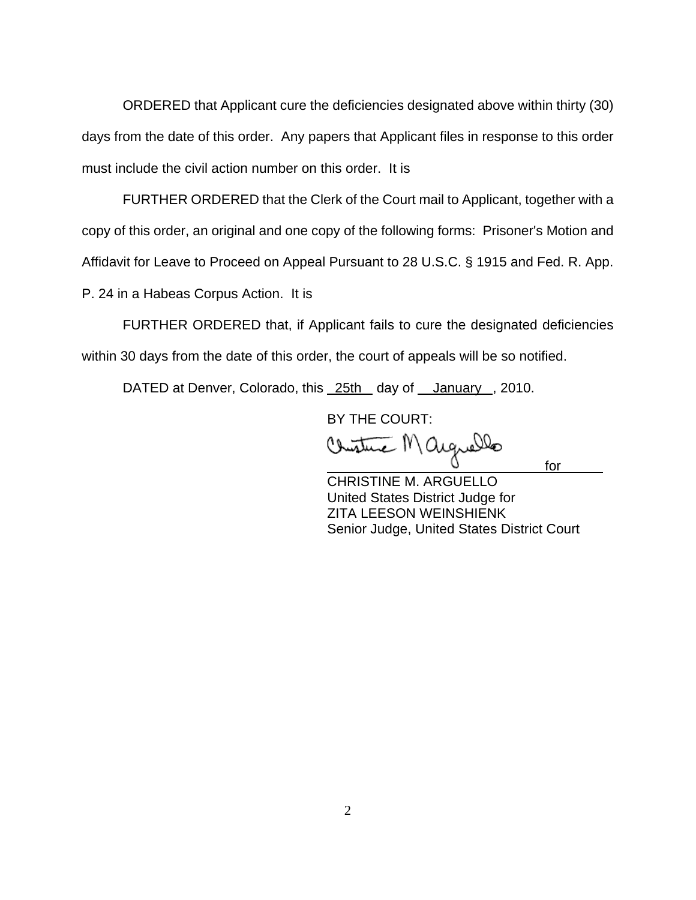ORDERED that Applicant cure the deficiencies designated above within thirty (30) days from the date of this order. Any papers that Applicant files in response to this order must include the civil action number on this order. It is

FURTHER ORDERED that the Clerk of the Court mail to Applicant, together with a copy of this order, an original and one copy of the following forms: Prisoner's Motion and Affidavit for Leave to Proceed on Appeal Pursuant to 28 U.S.C. § 1915 and Fed. R. App. P. 24 in a Habeas Corpus Action. It is

FURTHER ORDERED that, if Applicant fails to cure the designated deficiencies within 30 days from the date of this order, the court of appeals will be so notified.

DATED at Denver, Colorado, this 25th day of January, 2010.

BY THE COURT:

Christine M Arguello for

CHRISTINE M. ARGUELLO
United States District Judge for
ZITA LEESON WEINSHIENK
Senior Judge, United States District Court